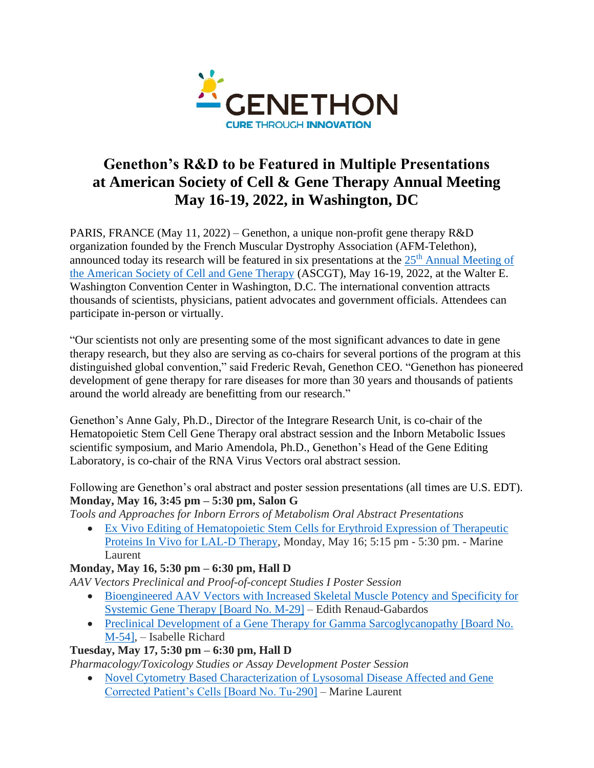GENETHON

CURE THROUGH INNOVATION

# Genethon's R&D to be Featured in Multiple Presentations at American Society of Cell & Gene Therapy Annual Meeting May 16-19, 2022, in Washington, DC

PARIS, FRANCE (May 11, 2022) – Genethon, a unique non-profit gene therapy R&D organization founded by the French Muscular Dystrophy Association (AFM-Telethon), announced today its research will be featured in six presentations at the 25th Annual Meeting of the American Society of Cell and Gene Therapy (ASCGT), May 16-19, 2022, at the Walter E. Washington Convention Center in Washington, D.C. The international convention attracts thousands of scientists, physicians, patient advocates and government officials. Attendees can participate in-person or virtually.

"Our scientists not only are presenting some of the most significant advances to date in gene therapy research, but they also are serving as co-chairs for several portions of the program at this distinguished global convention," said Frederic Revah, Genethon CEO. "Genethon has pioneered development of gene therapy for rare diseases for more than 30 years and thousands of patients around the world already are benefitting from our research."

Genethon's Anne Galy, Ph.D., Director of the Integrare Research Unit, is co-chair of the Hematopoietic Stem Cell Gene Therapy oral abstract session and the Inborn Metabolic Issues scientific symposium, and Mario Amendola, Ph.D., Genethon's Head of the Gene Editing Laboratory, is co-chair of the RNA Virus Vectors oral abstract session.

Following are Genethon's oral abstract and poster session presentations (all times are U.S. EDT).

**Monday, May 16, 3:45 pm – 5:30 pm, Salon G**

*Tools and Approaches for Inborn Errors of Metabolism Oral Abstract Presentations*

- Ex Vivo Editing of Hematopoietic Stem Cells for Erythroid Expression of Therapeutic Proteins In Vivo for LAL-D Therapy, Monday, May 16; 5:15 pm - 5:30 pm. - Marine Laurent

**Monday, May 16, 5:30 pm – 6:30 pm, Hall D**

*AAV Vectors Preclinical and Proof-of-concept Studies I Poster Session*

- Bioengineered AAV Vectors with Increased Skeletal Muscle Potency and Specificity for Systemic Gene Therapy [Board No. M-29] – Edith Renaud-Gabardos
- Preclinical Development of a Gene Therapy for Gamma Sarcoglycanopathy [Board No. M-54], – Isabelle Richard

**Tuesday, May 17, 5:30 pm – 6:30 pm, Hall D**

*Pharmacology/Toxicology Studies or Assay Development Poster Session*

- Novel Cytometry Based Characterization of Lysosomal Disease Affected and Gene Corrected Patient's Cells [Board No. Tu-290] – Marine Laurent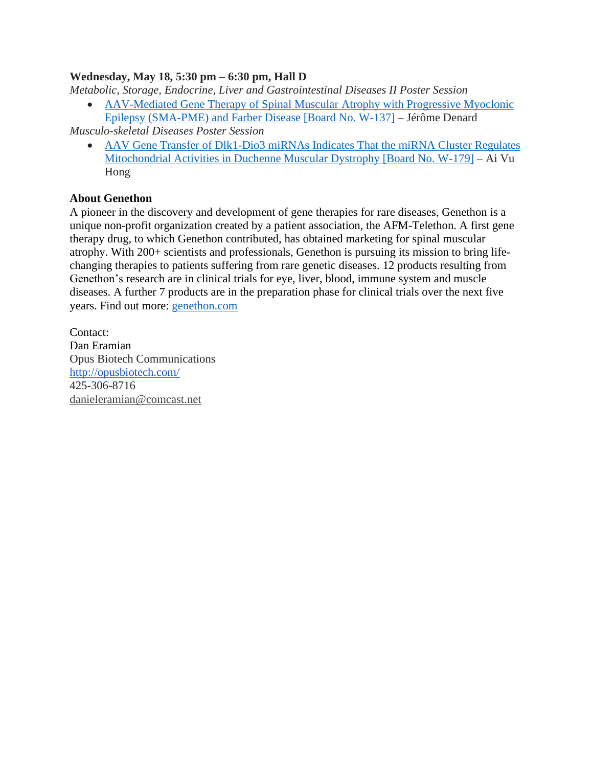**Wednesday, May 18, 5:30 pm – 6:30 pm, Hall D**

*Metabolic, Storage, Endocrine, Liver and Gastrointestinal Diseases II Poster Session*

- [AAV-Mediated Gene Therapy of Spinal Muscular Atrophy with Progressive Myoclonic Epilepsy (SMA-PME) and Farber Disease [Board No. W-137]]() – Jérôme Denard

*Musculo-skeletal Diseases Poster Session*

- [AAV Gene Transfer of Dlk1-Dio3 miRNAs Indicates That the miRNA Cluster Regulates Mitochondrial Activities in Duchenne Muscular Dystrophy [Board No. W-179]]() – Ai Vu Hong

**About Genethon**

A pioneer in the discovery and development of gene therapies for rare diseases, Genethon is a unique non-profit organization created by a patient association, the AFM-Telethon. A first gene therapy drug, to which Genethon contributed, has obtained marketing for spinal muscular atrophy. With 200+ scientists and professionals, Genethon is pursuing its mission to bring life-changing therapies to patients suffering from rare genetic diseases. 12 products resulting from Genethon's research are in clinical trials for eye, liver, blood, immune system and muscle diseases. A further 7 products are in the preparation phase for clinical trials over the next five years. Find out more: [genethon.com](genethon.com)

Contact:
Dan Eramian
Opus Biotech Communications
http://opusbiotech.com/
425-306-8716
danieleramian@comcast.net